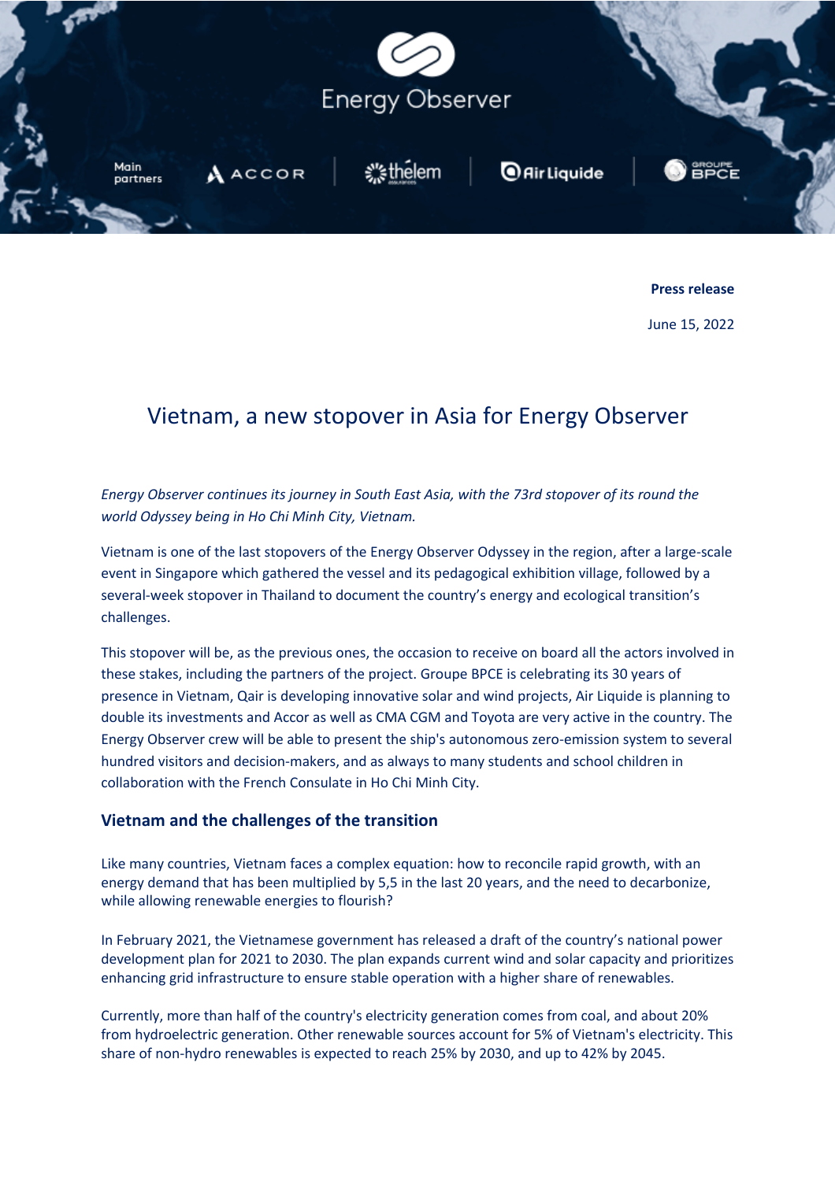Energy Observer

Main partners: ACCOR | thélem | Air Liquide | Groupe BPCE

**Press release**

June 15, 2022

# Vietnam, a new stopover in Asia for Energy Observer

*Energy Observer continues its journey in South East Asia, with the 73rd stopover of its round the world Odyssey being in Ho Chi Minh City, Vietnam.*

Vietnam is one of the last stopovers of the Energy Observer Odyssey in the region, after a large-scale event in Singapore which gathered the vessel and its pedagogical exhibition village, followed by a several-week stopover in Thailand to document the country's energy and ecological transition's challenges.

This stopover will be, as the previous ones, the occasion to receive on board all the actors involved in these stakes, including the partners of the project. Groupe BPCE is celebrating its 30 years of presence in Vietnam, Qair is developing innovative solar and wind projects, Air Liquide is planning to double its investments and Accor as well as CMA CGM and Toyota are very active in the country. The Energy Observer crew will be able to present the ship's autonomous zero-emission system to several hundred visitors and decision-makers, and as always to many students and school children in collaboration with the French Consulate in Ho Chi Minh City.

## Vietnam and the challenges of the transition

Like many countries, Vietnam faces a complex equation: how to reconcile rapid growth, with an energy demand that has been multiplied by 5,5 in the last 20 years, and the need to decarbonize, while allowing renewable energies to flourish?

In February 2021, the Vietnamese government has released a draft of the country's national power development plan for 2021 to 2030. The plan expands current wind and solar capacity and prioritizes enhancing grid infrastructure to ensure stable operation with a higher share of renewables.

Currently, more than half of the country's electricity generation comes from coal, and about 20% from hydroelectric generation. Other renewable sources account for 5% of Vietnam's electricity. This share of non-hydro renewables is expected to reach 25% by 2030, and up to 42% by 2045.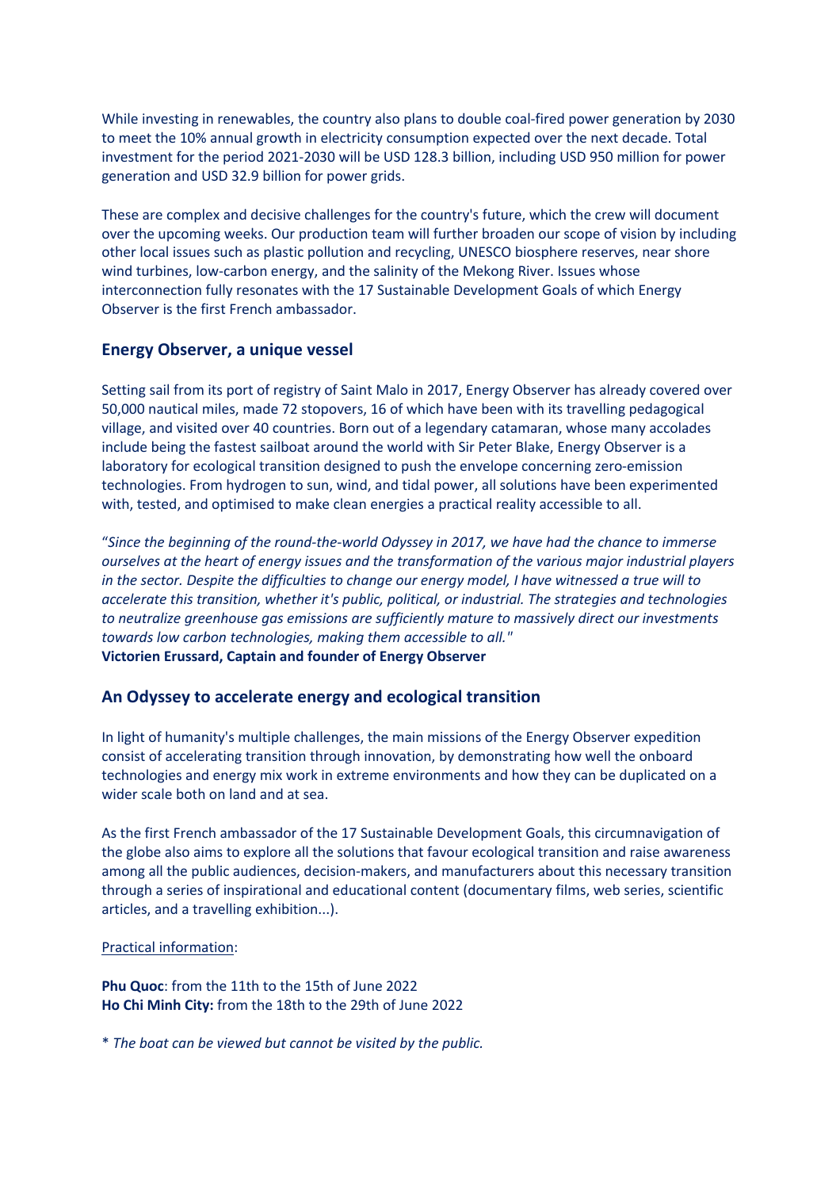While investing in renewables, the country also plans to double coal-fired power generation by 2030 to meet the 10% annual growth in electricity consumption expected over the next decade. Total investment for the period 2021-2030 will be USD 128.3 billion, including USD 950 million for power generation and USD 32.9 billion for power grids.

These are complex and decisive challenges for the country's future, which the crew will document over the upcoming weeks. Our production team will further broaden our scope of vision by including other local issues such as plastic pollution and recycling, UNESCO biosphere reserves, near shore wind turbines, low-carbon energy, and the salinity of the Mekong River. Issues whose interconnection fully resonates with the 17 Sustainable Development Goals of which Energy Observer is the first French ambassador.

## Energy Observer, a unique vessel

Setting sail from its port of registry of Saint Malo in 2017, Energy Observer has already covered over 50,000 nautical miles, made 72 stopovers, 16 of which have been with its travelling pedagogical village, and visited over 40 countries. Born out of a legendary catamaran, whose many accolades include being the fastest sailboat around the world with Sir Peter Blake, Energy Observer is a laboratory for ecological transition designed to push the envelope concerning zero-emission technologies. From hydrogen to sun, wind, and tidal power, all solutions have been experimented with, tested, and optimised to make clean energies a practical reality accessible to all.

"*Since the beginning of the round-the-world Odyssey in 2017, we have had the chance to immerse ourselves at the heart of energy issues and the transformation of the various major industrial players in the sector. Despite the difficulties to change our energy model, I have witnessed a true will to accelerate this transition, whether it's public, political, or industrial. The strategies and technologies to neutralize greenhouse gas emissions are sufficiently mature to massively direct our investments towards low carbon technologies, making them accessible to all.*"
**Victorien Erussard, Captain and founder of Energy Observer**

## An Odyssey to accelerate energy and ecological transition

In light of humanity's multiple challenges, the main missions of the Energy Observer expedition consist of accelerating transition through innovation, by demonstrating how well the onboard technologies and energy mix work in extreme environments and how they can be duplicated on a wider scale both on land and at sea.

As the first French ambassador of the 17 Sustainable Development Goals, this circumnavigation of the globe also aims to explore all the solutions that favour ecological transition and raise awareness among all the public audiences, decision-makers, and manufacturers about this necessary transition through a series of inspirational and educational content (documentary films, web series, scientific articles, and a travelling exhibition...).

Practical information:

**Phu Quoc**: from the 11th to the 15th of June 2022
**Ho Chi Minh City:** from the 18th to the 29th of June 2022

\* *The boat can be viewed but cannot be visited by the public.*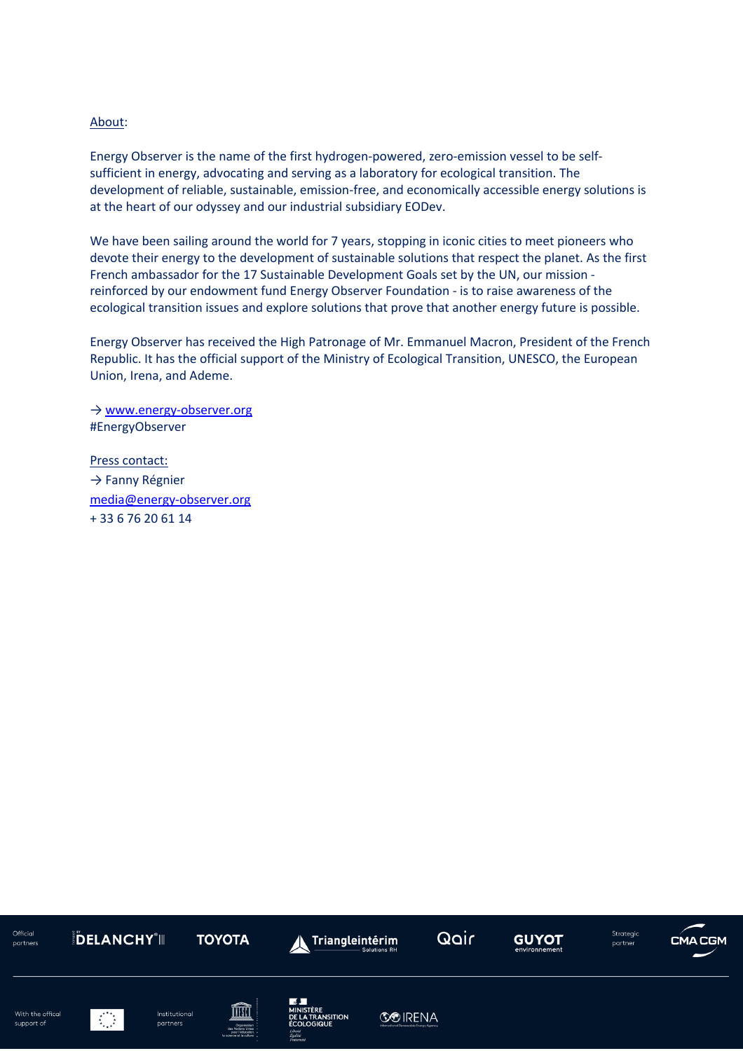About:

Energy Observer is the name of the first hydrogen-powered, zero-emission vessel to be self-sufficient in energy, advocating and serving as a laboratory for ecological transition. The development of reliable, sustainable, emission-free, and economically accessible energy solutions is at the heart of our odyssey and our industrial subsidiary EODev.

We have been sailing around the world for 7 years, stopping in iconic cities to meet pioneers who devote their energy to the development of sustainable solutions that respect the planet. As the first French ambassador for the 17 Sustainable Development Goals set by the UN, our mission - reinforced by our endowment fund Energy Observer Foundation - is to raise awareness of the ecological transition issues and explore solutions that prove that another energy future is possible.

Energy Observer has received the High Patronage of Mr. Emmanuel Macron, President of the French Republic. It has the official support of the Ministry of Ecological Transition, UNESCO, the European Union, Irena, and Ademe.

→ www.energy-observer.org
#EnergyObserver

Press contact:
→ Fanny Régnier
media@energy-observer.org
+ 33 6 76 20 61 14

Official partners: DELANCHY, TOYOTA, Triangleintérim Solutions RH, Qair, GUYOT environnement
Strategic partner: CMA CGM

With the offical support of: European Union
Institutional partners: UNESCO, Ministère de la Transition Écologique, IRENA